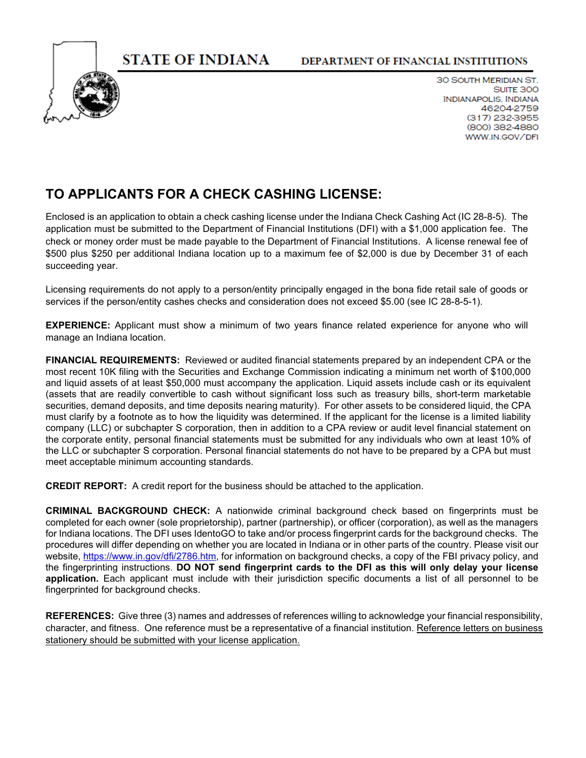**STATE OF INDIANA** DEPARTMENT OF FINANCIAL INSTITUTIONS

30 SOUTH MERIDIAN ST.
SUITE 300
INDIANAPOLIS, INDIANA
46204-2759
(317) 232-3955
(800) 382-4880
WWW.IN.GOV/DFI

# TO APPLICANTS FOR A CHECK CASHING LICENSE:

Enclosed is an application to obtain a check cashing license under the Indiana Check Cashing Act (IC 28-8-5). The application must be submitted to the Department of Financial Institutions (DFI) with a $1,000 application fee. The check or money order must be made payable to the Department of Financial Institutions. A license renewal fee of $500 plus $250 per additional Indiana location up to a maximum fee of $2,000 is due by December 31 of each succeeding year.

Licensing requirements do not apply to a person/entity principally engaged in the bona fide retail sale of goods or services if the person/entity cashes checks and consideration does not exceed $5.00 (see IC 28-8-5-1).

**EXPERIENCE:** Applicant must show a minimum of two years finance related experience for anyone who will manage an Indiana location.

**FINANCIAL REQUIREMENTS:** Reviewed or audited financial statements prepared by an independent CPA or the most recent 10K filing with the Securities and Exchange Commission indicating a minimum net worth of $100,000 and liquid assets of at least $50,000 must accompany the application. Liquid assets include cash or its equivalent (assets that are readily convertible to cash without significant loss such as treasury bills, short-term marketable securities, demand deposits, and time deposits nearing maturity). For other assets to be considered liquid, the CPA must clarify by a footnote as to how the liquidity was determined. If the applicant for the license is a limited liability company (LLC) or subchapter S corporation, then in addition to a CPA review or audit level financial statement on the corporate entity, personal financial statements must be submitted for any individuals who own at least 10% of the LLC or subchapter S corporation. Personal financial statements do not have to be prepared by a CPA but must meet acceptable minimum accounting standards.

**CREDIT REPORT:** A credit report for the business should be attached to the application.

**CRIMINAL BACKGROUND CHECK:** A nationwide criminal background check based on fingerprints must be completed for each owner (sole proprietorship), partner (partnership), or officer (corporation), as well as the managers for Indiana locations. The DFI uses IdentoGO to take and/or process fingerprint cards for the background checks. The procedures will differ depending on whether you are located in Indiana or in other parts of the country. Please visit our website, https://www.in.gov/dfi/2786.htm, for information on background checks, a copy of the FBI privacy policy, and the fingerprinting instructions. **DO NOT send fingerprint cards to the DFI as this will only delay your license application.** Each applicant must include with their jurisdiction specific documents a list of all personnel to be fingerprinted for background checks.

**REFERENCES:** Give three (3) names and addresses of references willing to acknowledge your financial responsibility, character, and fitness. One reference must be a representative of a financial institution. Reference letters on business stationery should be submitted with your license application.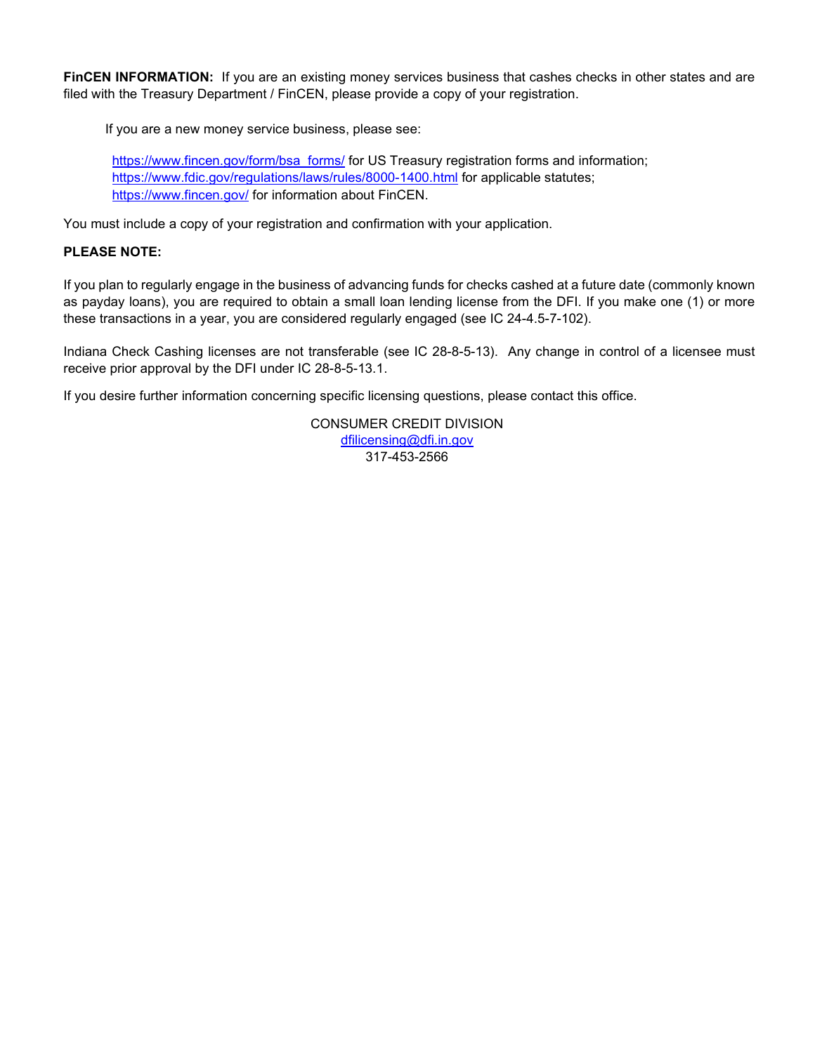**FinCEN INFORMATION:** If you are an existing money services business that cashes checks in other states and are filed with the Treasury Department / FinCEN, please provide a copy of your registration.

If you are a new money service business, please see:

https://www.fincen.gov/form/bsa_forms/ for US Treasury registration forms and information;
https://www.fdic.gov/regulations/laws/rules/8000-1400.html for applicable statutes;
https://www.fincen.gov/ for information about FinCEN.

You must include a copy of your registration and confirmation with your application.

**PLEASE NOTE:**

If you plan to regularly engage in the business of advancing funds for checks cashed at a future date (commonly known as payday loans), you are required to obtain a small loan lending license from the DFI. If you make one (1) or more these transactions in a year, you are considered regularly engaged (see IC 24-4.5-7-102).

Indiana Check Cashing licenses are not transferable (see IC 28-8-5-13). Any change in control of a licensee must receive prior approval by the DFI under IC 28-8-5-13.1.

If you desire further information concerning specific licensing questions, please contact this office.

CONSUMER CREDIT DIVISION
dfilicensing@dfi.in.gov
317-453-2566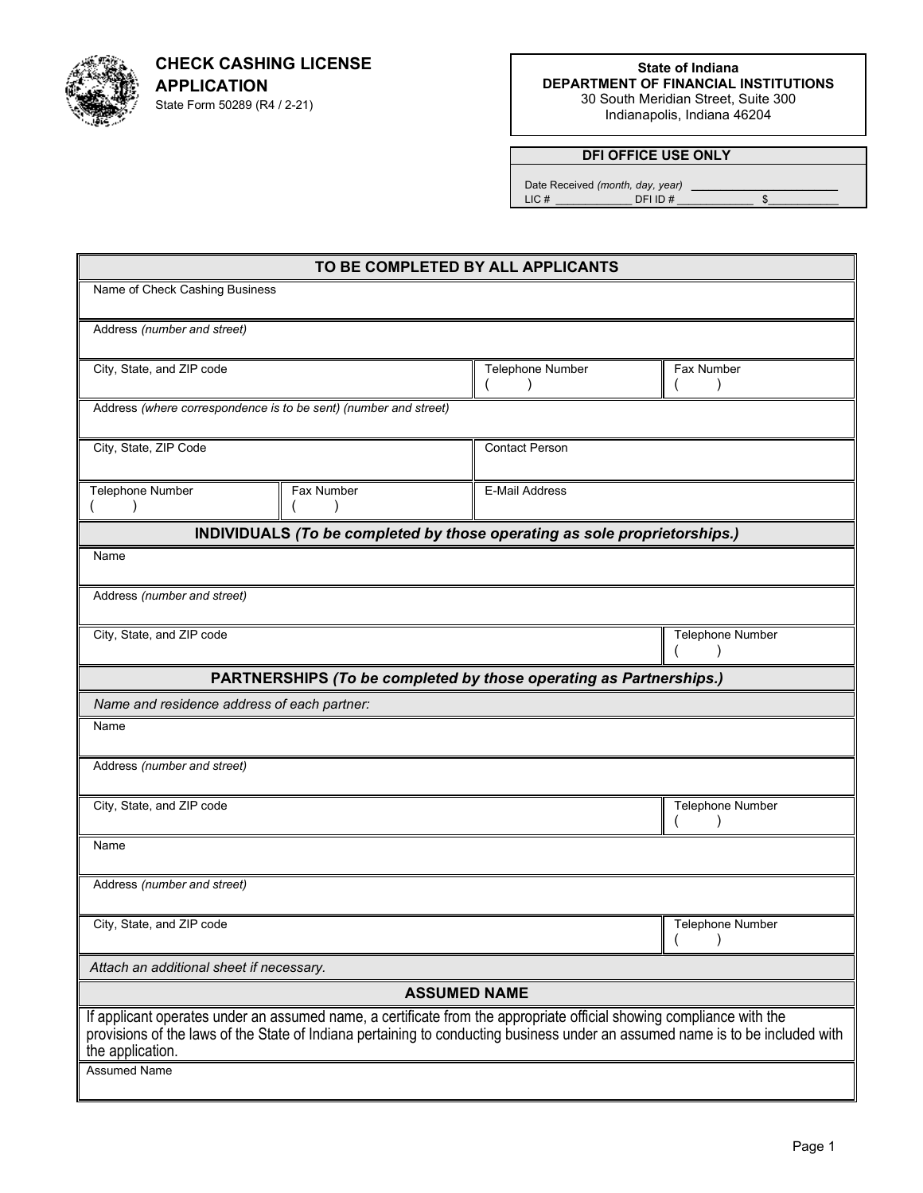**CHECK CASHING LICENSE APPLICATION**
State Form 50289 (R4 / 2-21)

State of Indiana
**DEPARTMENT OF FINANCIAL INSTITUTIONS**
30 South Meridian Street, Suite 300
Indianapolis, Indiana 46204

| **DFI OFFICE USE ONLY** |
|---|
| Date Received *(month, day, year)* ________________________ |
| LIC # ____________ DFI ID # ____________ $____________ |

| **TO BE COMPLETED BY ALL APPLICANTS** | | | |
|---|---|---|---|
| Name of Check Cashing Business | | | |
| Address *(number and street)* | | | |
| City, State, and ZIP code | | Telephone Number ( ) | Fax Number ( ) |
| Address *(where correspondence is to be sent) (number and street)* | | | |
| City, State, ZIP Code | | Contact Person | |
| Telephone Number ( ) | Fax Number ( ) | E-Mail Address | |

| **INDIVIDUALS** *(To be completed by those operating as sole proprietorships.)* | |
|---|---|
| Name | |
| Address *(number and street)* | |
| City, State, and ZIP code | Telephone Number ( ) |

| **PARTNERSHIPS** *(To be completed by those operating as Partnerships.)* | |
|---|---|
| *Name and residence address of each partner:* | |
| Name | |
| Address *(number and street)* | |
| City, State, and ZIP code | Telephone Number ( ) |
| Name | |
| Address *(number and street)* | |
| City, State, and ZIP code | Telephone Number ( ) |
| *Attach an additional sheet if necessary.* | |

| **ASSUMED NAME** |
|---|
| If applicant operates under an assumed name, a certificate from the appropriate official showing compliance with the provisions of the laws of the State of Indiana pertaining to conducting business under an assumed name is to be included with the application. |
| Assumed Name |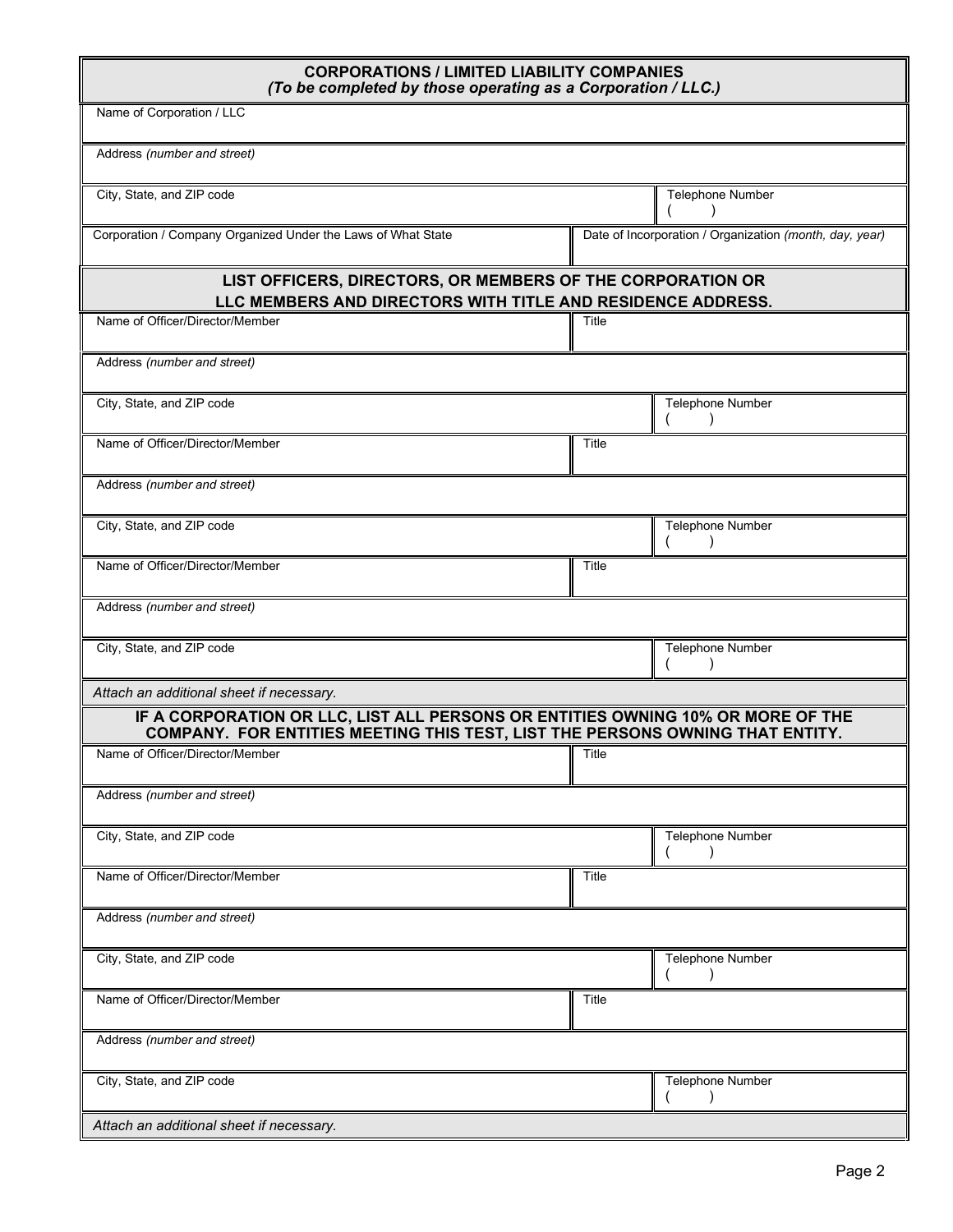## CORPORATIONS / LIMITED LIABILITY COMPANIES
*(To be completed by those operating as a Corporation / LLC.)*

| | |
|---|---|
| Name of Corporation / LLC | |
| Address *(number and street)* | |
| City, State, and ZIP code | Telephone Number<br>( ) |
| Corporation / Company Organized Under the Laws of What State | Date of Incorporation / Organization *(month, day, year)* |

## LIST OFFICERS, DIRECTORS, OR MEMBERS OF THE CORPORATION OR LLC MEMBERS AND DIRECTORS WITH TITLE AND RESIDENCE ADDRESS.

| | |
|---|---|
| Name of Officer/Director/Member | Title |
| Address *(number and street)* | |
| City, State, and ZIP code | Telephone Number<br>( ) |
| Name of Officer/Director/Member | Title |
| Address *(number and street)* | |
| City, State, and ZIP code | Telephone Number<br>( ) |
| Name of Officer/Director/Member | Title |
| Address *(number and street)* | |
| City, State, and ZIP code | Telephone Number<br>( ) |

*Attach an additional sheet if necessary.*

## IF A CORPORATION OR LLC, LIST ALL PERSONS OR ENTITIES OWNING 10% OR MORE OF THE COMPANY. FOR ENTITIES MEETING THIS TEST, LIST THE PERSONS OWNING THAT ENTITY.

| | |
|---|---|
| Name of Officer/Director/Member | Title |
| Address *(number and street)* | |
| City, State, and ZIP code | Telephone Number<br>( ) |
| Name of Officer/Director/Member | Title |
| Address *(number and street)* | |
| City, State, and ZIP code | Telephone Number<br>( ) |
| Name of Officer/Director/Member | Title |
| Address *(number and street)* | |
| City, State, and ZIP code | Telephone Number<br>( ) |

*Attach an additional sheet if necessary.*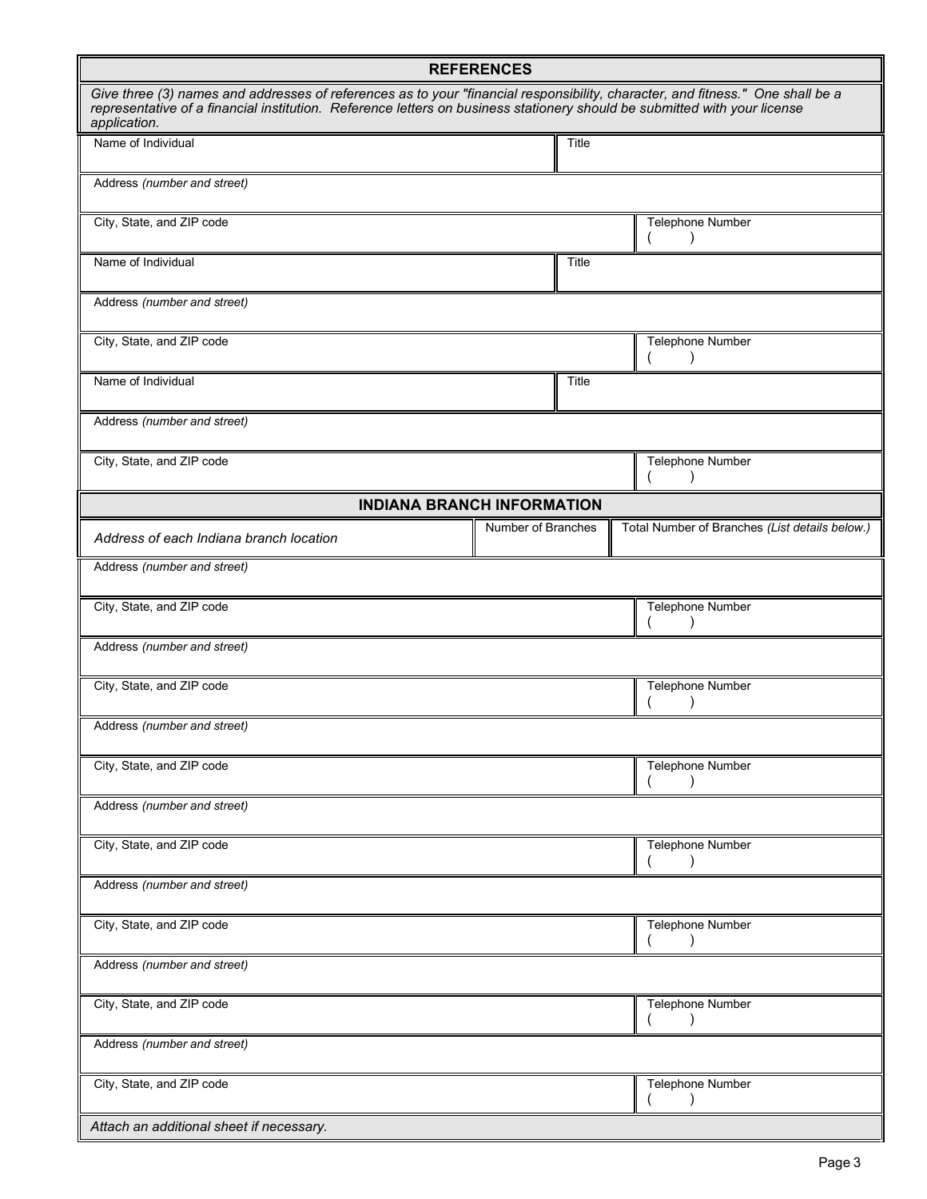## REFERENCES

*Give three (3) names and addresses of references as to your "financial responsibility, character, and fitness." One shall be a representative of a financial institution. Reference letters on business stationery should be submitted with your license application.*

| Name of Individual | Title |
|---|---|
| Address *(number and street)* | |
| City, State, and ZIP code | Telephone Number<br>(     ) |
| Name of Individual | Title |
| Address *(number and street)* | |
| City, State, and ZIP code | Telephone Number<br>(     ) |
| Name of Individual | Title |
| Address *(number and street)* | |
| City, State, and ZIP code | Telephone Number<br>(     ) |

## INDIANA BRANCH INFORMATION

| *Address of each Indiana branch location* | Number of Branches | Total Number of Branches *(List details below.)* |
|---|---|---|
| Address *(number and street)* | | |
| City, State, and ZIP code | | Telephone Number<br>(     ) |
| Address *(number and street)* | | |
| City, State, and ZIP code | | Telephone Number<br>(     ) |
| Address *(number and street)* | | |
| City, State, and ZIP code | | Telephone Number<br>(     ) |
| Address *(number and street)* | | |
| City, State, and ZIP code | | Telephone Number<br>(     ) |
| Address *(number and street)* | | |
| City, State, and ZIP code | | Telephone Number<br>(     ) |
| Address *(number and street)* | | |
| City, State, and ZIP code | | Telephone Number<br>(     ) |
| Address *(number and street)* | | |
| City, State, and ZIP code | | Telephone Number<br>(     ) |

*Attach an additional sheet if necessary.*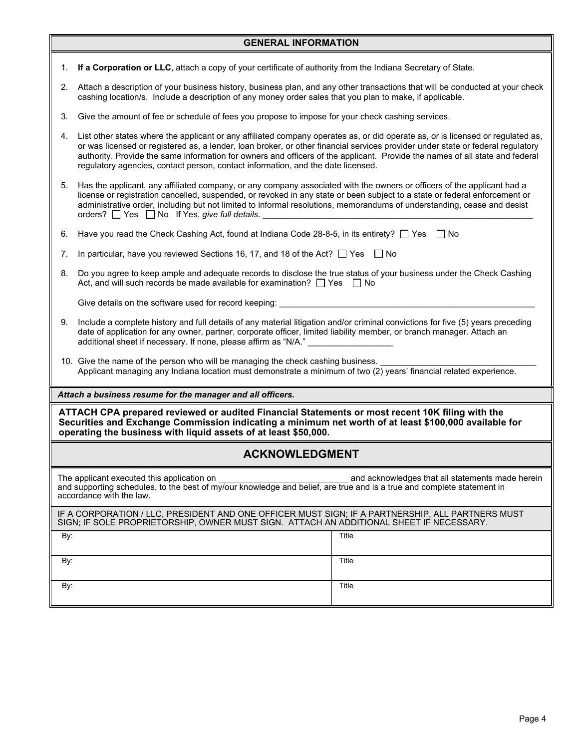## GENERAL INFORMATION

1. **If a Corporation or LLC**, attach a copy of your certificate of authority from the Indiana Secretary of State.
2. Attach a description of your business history, business plan, and any other transactions that will be conducted at your check cashing location/s. Include a description of any money order sales that you plan to make, if applicable.
3. Give the amount of fee or schedule of fees you propose to impose for your check cashing services.
4. List other states where the applicant or any affiliated company operates as, or did operate as, or is licensed or regulated as, or was licensed or registered as, a lender, loan broker, or other financial services provider under state or federal regulatory authority. Provide the same information for owners and officers of the applicant. Provide the names of all state and federal regulatory agencies, contact person, contact information, and the date licensed.
5. Has the applicant, any affiliated company, or any company associated with the owners or officers of the applicant had a license or registration cancelled, suspended, or revoked in any state or been subject to a state or federal enforcement or administrative order, including but not limited to informal resolutions, memorandums of understanding, cease and desist orders? ☐ Yes ☐ No If Yes, *give full details*. ___________________________
6. Have you read the Check Cashing Act, found at Indiana Code 28-8-5, in its entirety? ☐ Yes ☐ No
7. In particular, have you reviewed Sections 16, 17, and 18 of the Act? ☐ Yes ☐ No
8. Do you agree to keep ample and adequate records to disclose the true status of your business under the Check Cashing Act, and will such records be made available for examination? ☐ Yes ☐ No

   Give details on the software used for record keeping: ___________________________
9. Include a complete history and full details of any material litigation and/or criminal convictions for five (5) years preceding date of application for any owner, partner, corporate officer, limited liability member, or branch manager. Attach an additional sheet if necessary. If none, please affirm as "N/A." ___________________
10. Give the name of the person who will be managing the check cashing business. ___________________________
    Applicant managing any Indiana location must demonstrate a minimum of two (2) years' financial related experience.

***Attach a business resume for the manager and all officers.***

**ATTACH CPA prepared reviewed or audited Financial Statements or most recent 10K filing with the Securities and Exchange Commission indicating a minimum net worth of at least $100,000 available for operating the business with liquid assets of at least $50,000.**

## ACKNOWLEDGMENT

The applicant executed this application on ___________________________ and acknowledges that all statements made herein and supporting schedules, to the best of my/our knowledge and belief, are true and is a true and complete statement in accordance with the law.

IF A CORPORATION / LLC, PRESIDENT AND ONE OFFICER MUST SIGN; IF A PARTNERSHIP, ALL PARTNERS MUST SIGN; IF SOLE PROPRIETORSHIP, OWNER MUST SIGN. ATTACH AN ADDITIONAL SHEET IF NECESSARY.

| By: | Title |
|---|---|
| By: | Title |
| By: | Title |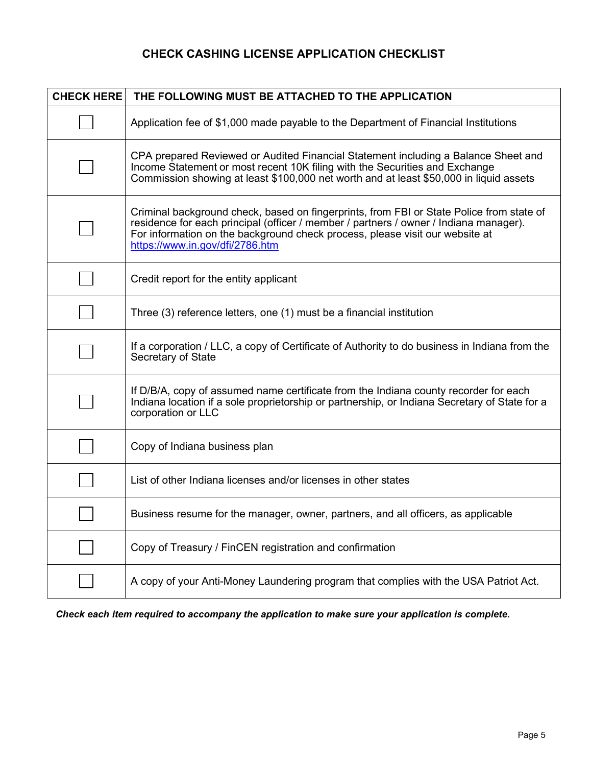# CHECK CASHING LICENSE APPLICATION CHECKLIST

| CHECK HERE | THE FOLLOWING MUST BE ATTACHED TO THE APPLICATION |
|---|---|
| ☐ | Application fee of $1,000 made payable to the Department of Financial Institutions |
| ☐ | CPA prepared Reviewed or Audited Financial Statement including a Balance Sheet and Income Statement or most recent 10K filing with the Securities and Exchange Commission showing at least $100,000 net worth and at least $50,000 in liquid assets |
| ☐ | Criminal background check, based on fingerprints, from FBI or State Police from state of residence for each principal (officer / member / partners / owner / Indiana manager). For information on the background check process, please visit our website at https://www.in.gov/dfi/2786.htm |
| ☐ | Credit report for the entity applicant |
| ☐ | Three (3) reference letters, one (1) must be a financial institution |
| ☐ | If a corporation / LLC, a copy of Certificate of Authority to do business in Indiana from the Secretary of State |
| ☐ | If D/B/A, copy of assumed name certificate from the Indiana county recorder for each Indiana location if a sole proprietorship or partnership, or Indiana Secretary of State for a corporation or LLC |
| ☐ | Copy of Indiana business plan |
| ☐ | List of other Indiana licenses and/or licenses in other states |
| ☐ | Business resume for the manager, owner, partners, and all officers, as applicable |
| ☐ | Copy of Treasury / FinCEN registration and confirmation |
| ☐ | A copy of your Anti-Money Laundering program that complies with the USA Patriot Act. |

***Check each item required to accompany the application to make sure your application is complete.***